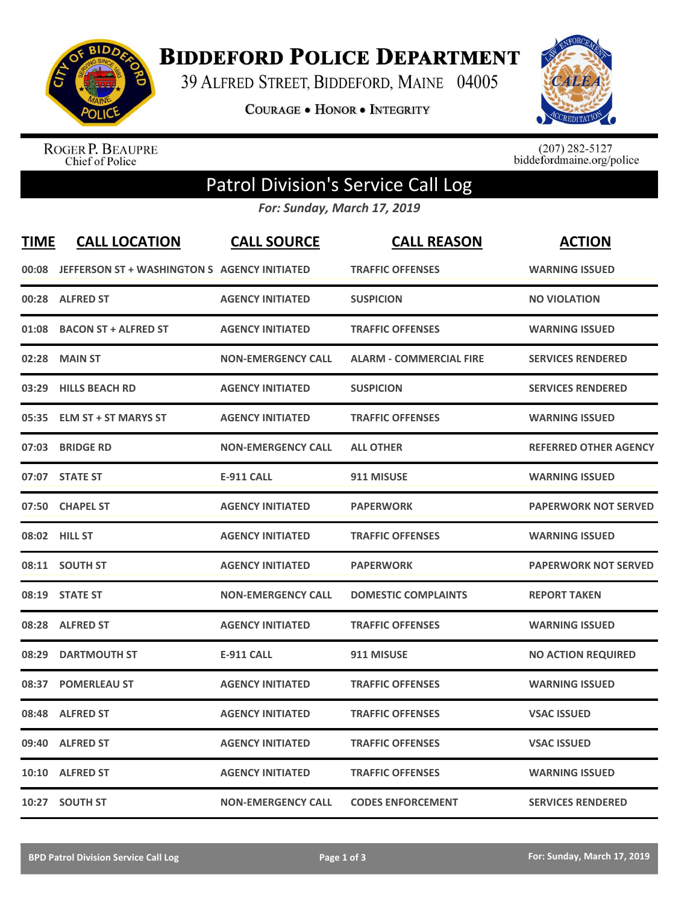# Biddeford Police Department

39 Alfred Street, Biddeford, Maine 04005

Courage • Honor • Integrity

Roger P. Beaupre
Chief of Police

(207) 282-5127
biddefordmaine.org/police

## Patrol Division's Service Call Log

*For: Sunday, March 17, 2019*

| TIME | CALL LOCATION | CALL SOURCE | CALL REASON | ACTION |
|---|---|---|---|---|
| 00:08 | JEFFERSON ST + WASHINGTON S | AGENCY INITIATED | TRAFFIC OFFENSES | WARNING ISSUED |
| 00:28 | ALFRED ST | AGENCY INITIATED | SUSPICION | NO VIOLATION |
| 01:08 | BACON ST + ALFRED ST | AGENCY INITIATED | TRAFFIC OFFENSES | WARNING ISSUED |
| 02:28 | MAIN ST | NON-EMERGENCY CALL | ALARM - COMMERCIAL FIRE | SERVICES RENDERED |
| 03:29 | HILLS BEACH RD | AGENCY INITIATED | SUSPICION | SERVICES RENDERED |
| 05:35 | ELM ST + ST MARYS ST | AGENCY INITIATED | TRAFFIC OFFENSES | WARNING ISSUED |
| 07:03 | BRIDGE RD | NON-EMERGENCY CALL | ALL OTHER | REFERRED OTHER AGENCY |
| 07:07 | STATE ST | E-911 CALL | 911 MISUSE | WARNING ISSUED |
| 07:50 | CHAPEL ST | AGENCY INITIATED | PAPERWORK | PAPERWORK NOT SERVED |
| 08:02 | HILL ST | AGENCY INITIATED | TRAFFIC OFFENSES | WARNING ISSUED |
| 08:11 | SOUTH ST | AGENCY INITIATED | PAPERWORK | PAPERWORK NOT SERVED |
| 08:19 | STATE ST | NON-EMERGENCY CALL | DOMESTIC COMPLAINTS | REPORT TAKEN |
| 08:28 | ALFRED ST | AGENCY INITIATED | TRAFFIC OFFENSES | WARNING ISSUED |
| 08:29 | DARTMOUTH ST | E-911 CALL | 911 MISUSE | NO ACTION REQUIRED |
| 08:37 | POMERLEAU ST | AGENCY INITIATED | TRAFFIC OFFENSES | WARNING ISSUED |
| 08:48 | ALFRED ST | AGENCY INITIATED | TRAFFIC OFFENSES | VSAC ISSUED |
| 09:40 | ALFRED ST | AGENCY INITIATED | TRAFFIC OFFENSES | VSAC ISSUED |
| 10:10 | ALFRED ST | AGENCY INITIATED | TRAFFIC OFFENSES | WARNING ISSUED |
| 10:27 | SOUTH ST | NON-EMERGENCY CALL | CODES ENFORCEMENT | SERVICES RENDERED |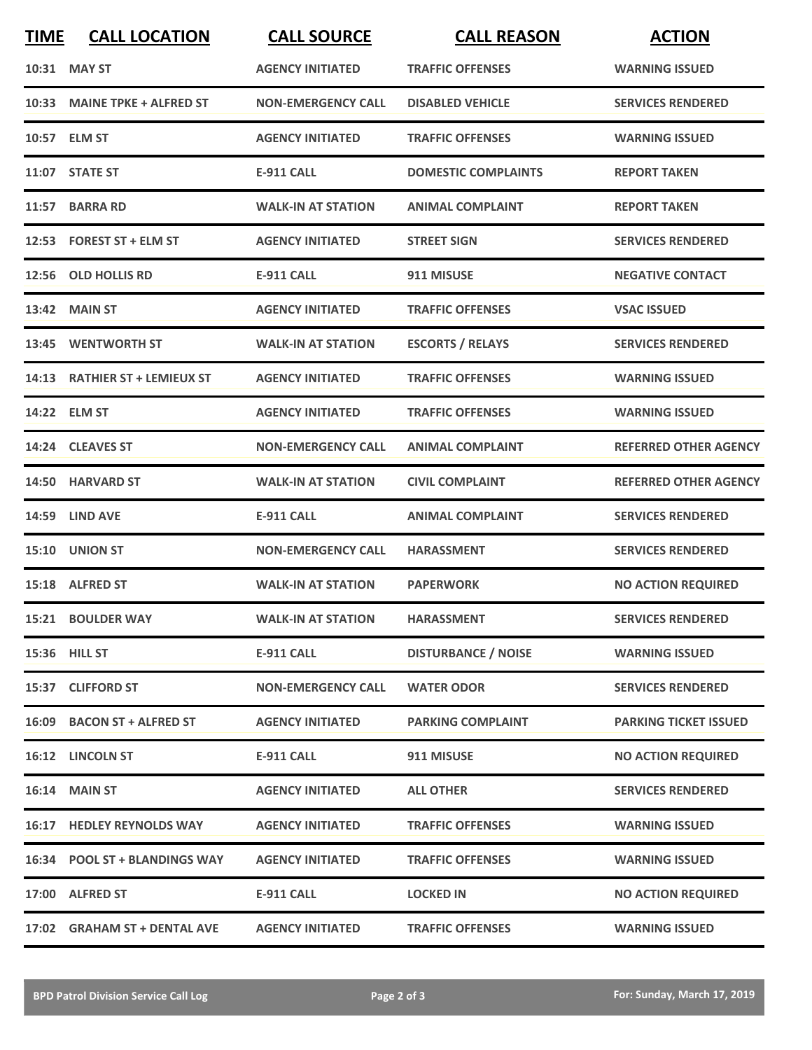| TIME | CALL LOCATION | CALL SOURCE | CALL REASON | ACTION |
|---|---|---|---|---|
| 10:31 | MAY ST | AGENCY INITIATED | TRAFFIC OFFENSES | WARNING ISSUED |
| 10:33 | MAINE TPKE + ALFRED ST | NON-EMERGENCY CALL | DISABLED VEHICLE | SERVICES RENDERED |
| 10:57 | ELM ST | AGENCY INITIATED | TRAFFIC OFFENSES | WARNING ISSUED |
| 11:07 | STATE ST | E-911 CALL | DOMESTIC COMPLAINTS | REPORT TAKEN |
| 11:57 | BARRA RD | WALK-IN AT STATION | ANIMAL COMPLAINT | REPORT TAKEN |
| 12:53 | FOREST ST + ELM ST | AGENCY INITIATED | STREET SIGN | SERVICES RENDERED |
| 12:56 | OLD HOLLIS RD | E-911 CALL | 911 MISUSE | NEGATIVE CONTACT |
| 13:42 | MAIN ST | AGENCY INITIATED | TRAFFIC OFFENSES | VSAC ISSUED |
| 13:45 | WENTWORTH ST | WALK-IN AT STATION | ESCORTS / RELAYS | SERVICES RENDERED |
| 14:13 | RATHIER ST + LEMIEUX ST | AGENCY INITIATED | TRAFFIC OFFENSES | WARNING ISSUED |
| 14:22 | ELM ST | AGENCY INITIATED | TRAFFIC OFFENSES | WARNING ISSUED |
| 14:24 | CLEAVES ST | NON-EMERGENCY CALL | ANIMAL COMPLAINT | REFERRED OTHER AGENCY |
| 14:50 | HARVARD ST | WALK-IN AT STATION | CIVIL COMPLAINT | REFERRED OTHER AGENCY |
| 14:59 | LIND AVE | E-911 CALL | ANIMAL COMPLAINT | SERVICES RENDERED |
| 15:10 | UNION ST | NON-EMERGENCY CALL | HARASSMENT | SERVICES RENDERED |
| 15:18 | ALFRED ST | WALK-IN AT STATION | PAPERWORK | NO ACTION REQUIRED |
| 15:21 | BOULDER WAY | WALK-IN AT STATION | HARASSMENT | SERVICES RENDERED |
| 15:36 | HILL ST | E-911 CALL | DISTURBANCE / NOISE | WARNING ISSUED |
| 15:37 | CLIFFORD ST | NON-EMERGENCY CALL | WATER ODOR | SERVICES RENDERED |
| 16:09 | BACON ST + ALFRED ST | AGENCY INITIATED | PARKING COMPLAINT | PARKING TICKET ISSUED |
| 16:12 | LINCOLN ST | E-911 CALL | 911 MISUSE | NO ACTION REQUIRED |
| 16:14 | MAIN ST | AGENCY INITIATED | ALL OTHER | SERVICES RENDERED |
| 16:17 | HEDLEY REYNOLDS WAY | AGENCY INITIATED | TRAFFIC OFFENSES | WARNING ISSUED |
| 16:34 | POOL ST + BLANDINGS WAY | AGENCY INITIATED | TRAFFIC OFFENSES | WARNING ISSUED |
| 17:00 | ALFRED ST | E-911 CALL | LOCKED IN | NO ACTION REQUIRED |
| 17:02 | GRAHAM ST + DENTAL AVE | AGENCY INITIATED | TRAFFIC OFFENSES | WARNING ISSUED |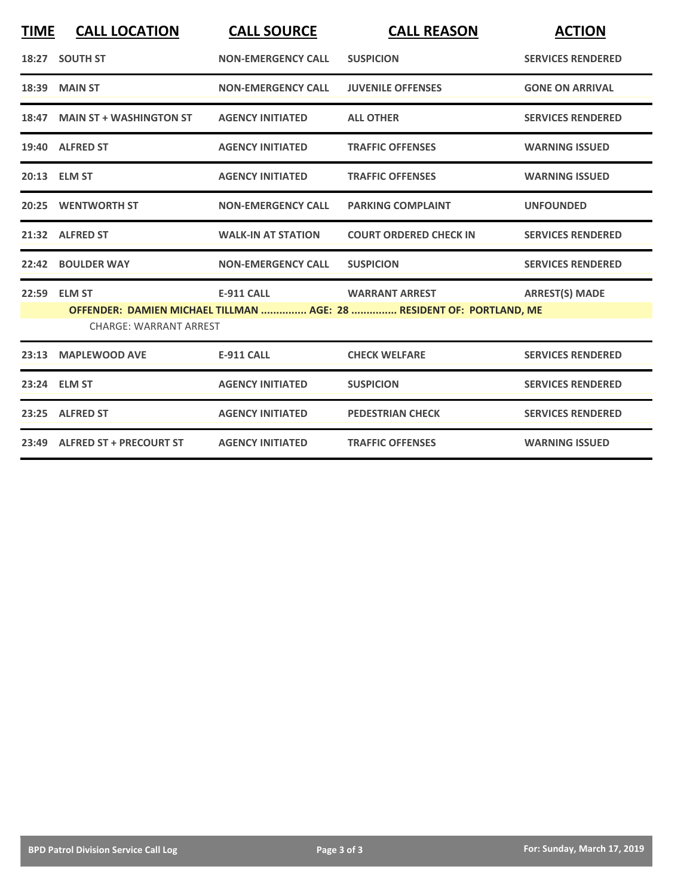| TIME | CALL LOCATION | CALL SOURCE | CALL REASON | ACTION |
|---|---|---|---|---|
| 18:27 | SOUTH ST | NON-EMERGENCY CALL | SUSPICION | SERVICES RENDERED |
| 18:39 | MAIN ST | NON-EMERGENCY CALL | JUVENILE OFFENSES | GONE ON ARRIVAL |
| 18:47 | MAIN ST + WASHINGTON ST | AGENCY INITIATED | ALL OTHER | SERVICES RENDERED |
| 19:40 | ALFRED ST | AGENCY INITIATED | TRAFFIC OFFENSES | WARNING ISSUED |
| 20:13 | ELM ST | AGENCY INITIATED | TRAFFIC OFFENSES | WARNING ISSUED |
| 20:25 | WENTWORTH ST | NON-EMERGENCY CALL | PARKING COMPLAINT | UNFOUNDED |
| 21:32 | ALFRED ST | WALK-IN AT STATION | COURT ORDERED CHECK IN | SERVICES RENDERED |
| 22:42 | BOULDER WAY | NON-EMERGENCY CALL | SUSPICION | SERVICES RENDERED |
| 22:59 | ELM ST | E-911 CALL | WARRANT ARREST | ARREST(S) MADE |
| | OFFENDER: DAMIEN MICHAEL TILLMAN ............... AGE: 28 ............... RESIDENT OF: PORTLAND, ME | | | |
| | CHARGE: WARRANT ARREST | | | |
| 23:13 | MAPLEWOOD AVE | E-911 CALL | CHECK WELFARE | SERVICES RENDERED |
| 23:24 | ELM ST | AGENCY INITIATED | SUSPICION | SERVICES RENDERED |
| 23:25 | ALFRED ST | AGENCY INITIATED | PEDESTRIAN CHECK | SERVICES RENDERED |
| 23:49 | ALFRED ST + PRECOURT ST | AGENCY INITIATED | TRAFFIC OFFENSES | WARNING ISSUED |